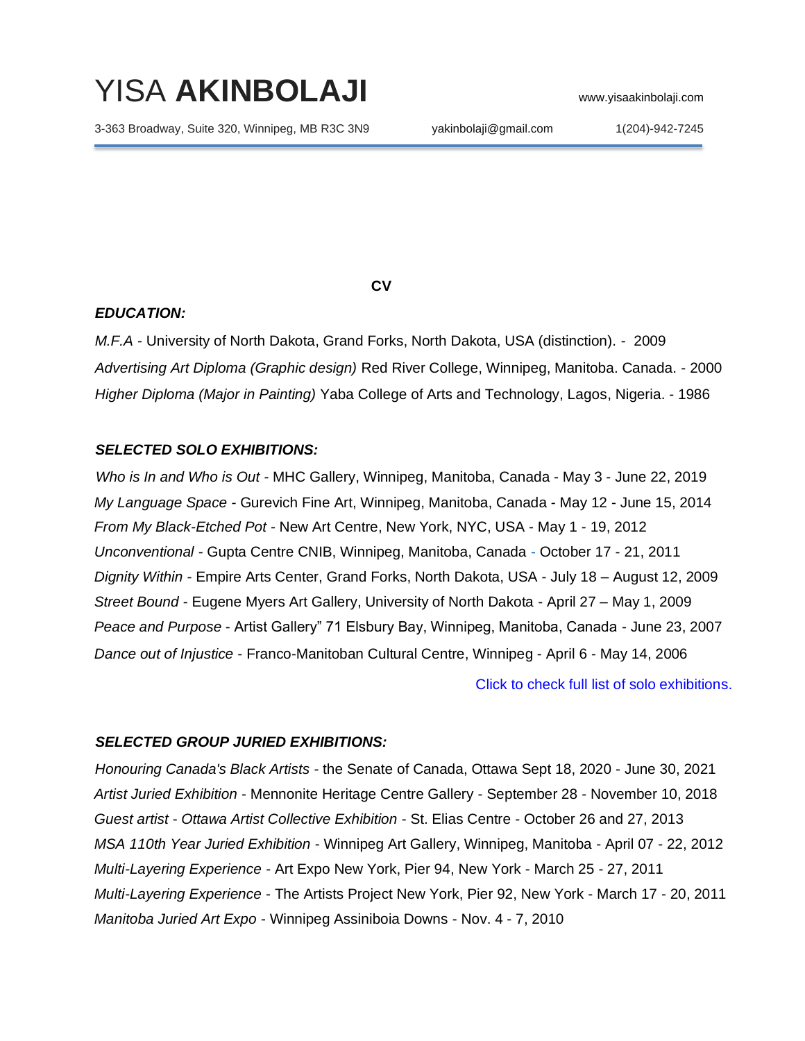# YISA **AKINBOLAJI**

www.yisaakinbolaji.com

3-363 Broadway, Suite 320, Winnipeg, MB R3C 3N9 yakinbolaji@gmail.com 1(204)-942-7245

## CV

### *EDUCATION:*

*M.F.A* - University of North Dakota, Grand Forks, North Dakota, USA (distinction). - 2009

*Advertising Art Diploma (Graphic design)* Red River College, Winnipeg, Manitoba. Canada. - 2000

*Higher Diploma (Major in Painting)* Yaba College of Arts and Technology, Lagos, Nigeria. - 1986

### *SELECTED SOLO EXHIBITIONS:*

*Who is In and Who is Out* - MHC Gallery, Winnipeg, Manitoba, Canada - May 3 - June 22, 2019

*My Language Space* - Gurevich Fine Art, Winnipeg, Manitoba, Canada - May 12 - June 15, 2014

*From My Black-Etched Pot* - New Art Centre, New York, NYC, USA - May 1 - 19, 2012

*Unconventional* - Gupta Centre CNIB, Winnipeg, Manitoba, Canada - October 17 - 21, 2011

*Dignity Within* - Empire Arts Center, Grand Forks, North Dakota, USA - July 18 – August 12, 2009

*Street Bound* - Eugene Myers Art Gallery, University of North Dakota - April 27 – May 1, 2009

*Peace and Purpose* - Artist Gallery" 71 Elsbury Bay, Winnipeg, Manitoba, Canada - June 23, 2007

*Dance out of Injustice* - Franco-Manitoban Cultural Centre, Winnipeg - April 6 - May 14, 2006

Click to check full list of solo exhibitions.

### *SELECTED GROUP JURIED EXHIBITIONS:*

*Honouring Canada's Black Artists* - the Senate of Canada, Ottawa Sept 18, 2020 - June 30, 2021

*Artist Juried Exhibition* - Mennonite Heritage Centre Gallery - September 28 - November 10, 2018

*Guest artist - Ottawa Artist Collective Exhibition* - St. Elias Centre - October 26 and 27, 2013

*MSA 110th Year Juried Exhibition* - Winnipeg Art Gallery, Winnipeg, Manitoba - April 07 - 22, 2012

*Multi-Layering Experience* - Art Expo New York, Pier 94, New York - March 25 - 27, 2011

*Multi-Layering Experience* - The Artists Project New York, Pier 92, New York - March 17 - 20, 2011

*Manitoba Juried Art Expo* - Winnipeg Assiniboia Downs - Nov. 4 - 7, 2010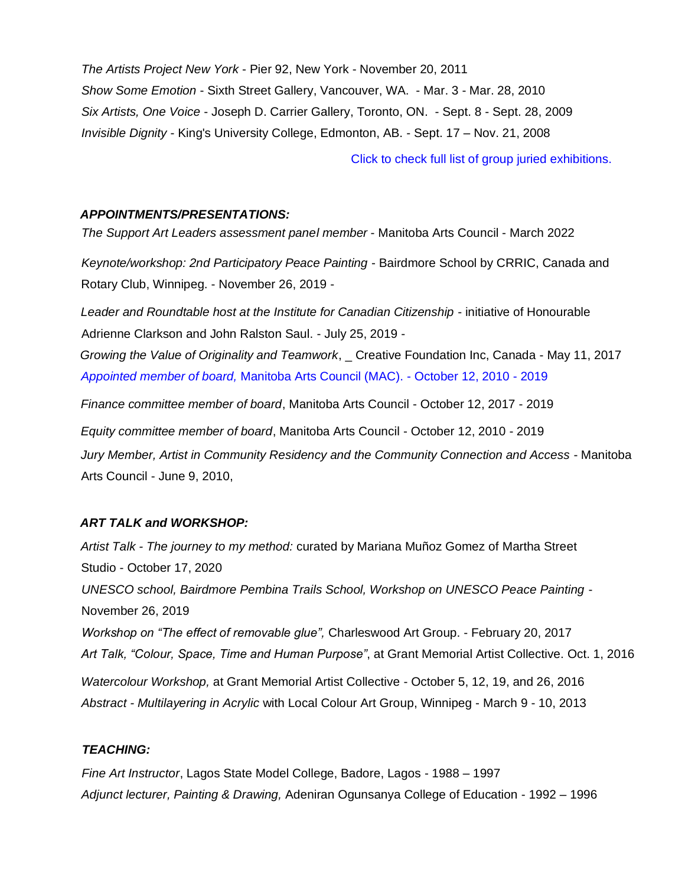*The Artists Project New York* - Pier 92, New York - November 20, 2011

*Show Some Emotion* - Sixth Street Gallery, Vancouver, WA. - Mar. 3 - Mar. 28, 2010

*Six Artists, One Voice* - Joseph D. Carrier Gallery, Toronto, ON. - Sept. 8 - Sept. 28, 2009

*Invisible Dignity* - King's University College, Edmonton, AB. - Sept. 17 – Nov. 21, 2008

Click to check full list of group juried exhibitions.

### *APPOINTMENTS/PRESENTATIONS:*

*The Support Art Leaders assessment panel member* - Manitoba Arts Council - March 2022

*Keynote/workshop: 2nd Participatory Peace Painting* - Bairdmore School by CRRIC, Canada and Rotary Club, Winnipeg. - November 26, 2019 -

*Leader and Roundtable host at the Institute for Canadian Citizenship* - initiative of Honourable Adrienne Clarkson and John Ralston Saul. - July 25, 2019 -

*Growing the Value of Originality and Teamwork*, _ Creative Foundation Inc, Canada - May 11, 2017

*Appointed member of board,* Manitoba Arts Council (MAC). - October 12, 2010 - 2019

*Finance committee member of board*, Manitoba Arts Council - October 12, 2017 - 2019

*Equity committee member of board*, Manitoba Arts Council - October 12, 2010 - 2019

*Jury Member, Artist in Community Residency and the Community Connection and Access* - Manitoba Arts Council - June 9, 2010,

### *ART TALK and WORKSHOP:*

*Artist Talk - The journey to my method:* curated by Mariana Muñoz Gomez of Martha Street Studio - October 17, 2020

*UNESCO school, Bairdmore Pembina Trails School, Workshop on UNESCO Peace Painting* - November 26, 2019

*Workshop on "The effect of removable glue",* Charleswood Art Group. - February 20, 2017

*Art Talk, "Colour, Space, Time and Human Purpose"*, at Grant Memorial Artist Collective. Oct. 1, 2016

*Watercolour Workshop,* at Grant Memorial Artist Collective - October 5, 12, 19, and 26, 2016

*Abstract - Multilayering in Acrylic* with Local Colour Art Group, Winnipeg - March 9 - 10, 2013

### *TEACHING:*

*Fine Art Instructor*, Lagos State Model College, Badore, Lagos - 1988 – 1997

*Adjunct lecturer, Painting & Drawing,* Adeniran Ogunsanya College of Education - 1992 – 1996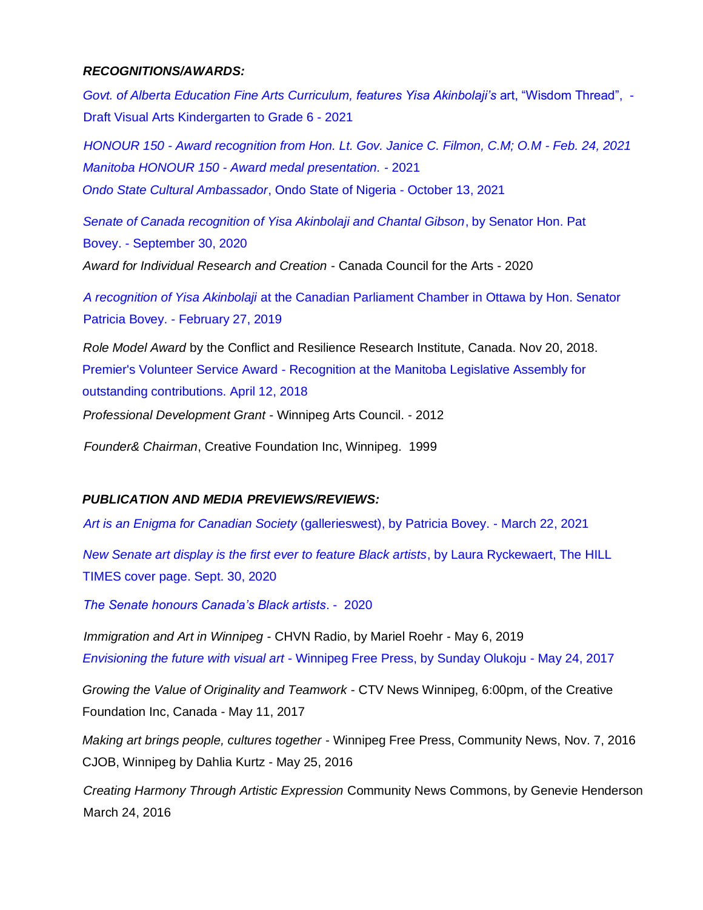***RECOGNITIONS/AWARDS:***

*Govt. of Alberta Education Fine Arts Curriculum, features Yisa Akinbolaji's* art, "Wisdom Thread", - Draft Visual Arts Kindergarten to Grade 6 - 2021

*HONOUR 150 - Award recognition from Hon. Lt. Gov. Janice C. Filmon, C.M; O.M - Feb. 24, 2021*
*Manitoba HONOUR 150 - Award medal presentation.* - 2021
*Ondo State Cultural Ambassador*, Ondo State of Nigeria - October 13, 2021

*Senate of Canada recognition of Yisa Akinbolaji and Chantal Gibson*, by Senator Hon. Pat Bovey. - September 30, 2020
*Award for Individual Research and Creation* - Canada Council for the Arts - 2020

*A recognition of Yisa Akinbolaji* at the Canadian Parliament Chamber in Ottawa by Hon. Senator Patricia Bovey. - February 27, 2019

*Role Model Award* by the Conflict and Resilience Research Institute, Canada. Nov 20, 2018.
Premier's Volunteer Service Award - Recognition at the Manitoba Legislative Assembly for outstanding contributions. April 12, 2018
*Professional Development Grant* - Winnipeg Arts Council. - 2012

*Founder& Chairman*, Creative Foundation Inc, Winnipeg. 1999

***PUBLICATION AND MEDIA PREVIEWS/REVIEWS:***

*Art is an Enigma for Canadian Society* (gallerieswest), by Patricia Bovey. - March 22, 2021

*New Senate art display is the first ever to feature Black artists*, by Laura Ryckewaert, The HILL TIMES cover page. Sept. 30, 2020

*The Senate honours Canada's Black artists*. - 2020

*Immigration and Art in Winnipeg* - CHVN Radio, by Mariel Roehr - May 6, 2019
*Envisioning the future with visual art* - Winnipeg Free Press, by Sunday Olukoju - May 24, 2017

*Growing the Value of Originality and Teamwork* - CTV News Winnipeg, 6:00pm, of the Creative Foundation Inc, Canada - May 11, 2017

*Making art brings people, cultures together* - Winnipeg Free Press, Community News, Nov. 7, 2016
CJOB, Winnipeg by Dahlia Kurtz - May 25, 2016

*Creating Harmony Through Artistic Expression* Community News Commons, by Genevie Henderson March 24, 2016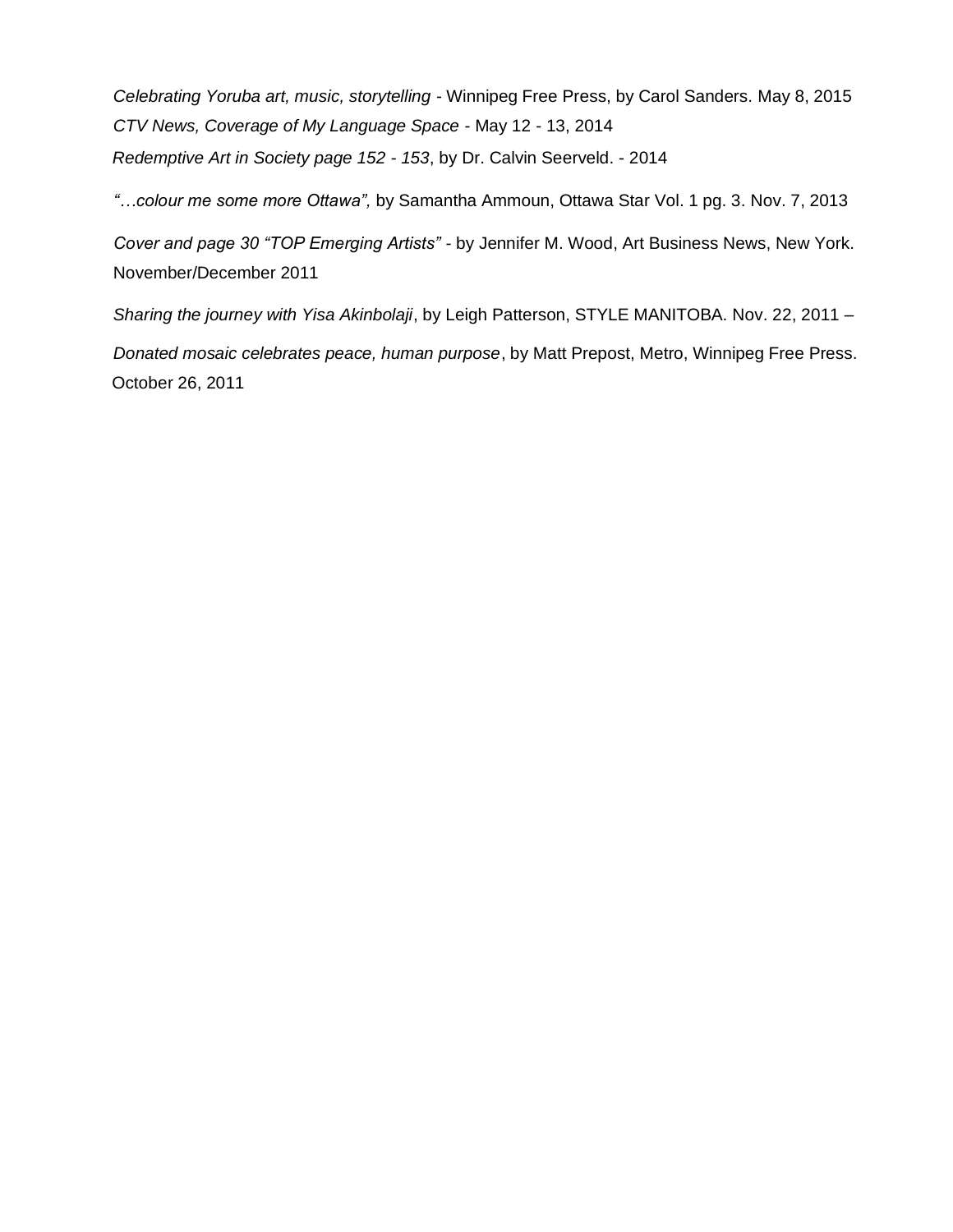*Celebrating Yoruba art, music, storytelling* - Winnipeg Free Press, by Carol Sanders. May 8, 2015

*CTV News, Coverage of My Language Space* - May 12 - 13, 2014

*Redemptive Art in Society page 152 - 153*, by Dr. Calvin Seerveld. - 2014

*"…colour me some more Ottawa",* by Samantha Ammoun, Ottawa Star Vol. 1 pg. 3. Nov. 7, 2013

*Cover and page 30 "TOP Emerging Artists"* - by Jennifer M. Wood, Art Business News, New York. November/December 2011

*Sharing the journey with Yisa Akinbolaji*, by Leigh Patterson, STYLE MANITOBA. Nov. 22, 2011 –

*Donated mosaic celebrates peace, human purpose*, by Matt Prepost, Metro, Winnipeg Free Press. October 26, 2011